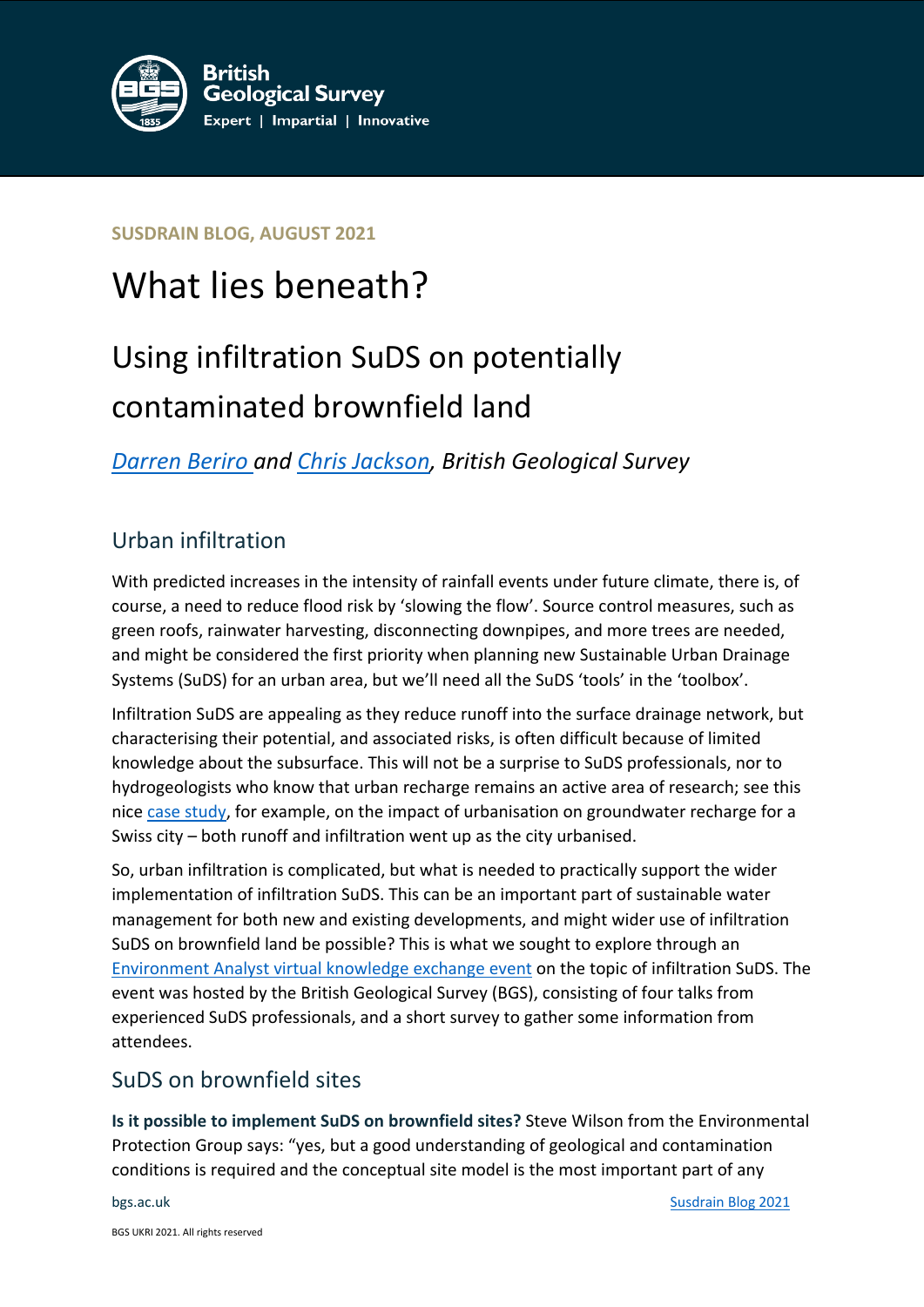SUSDRAIN BLOG, AUGUST 2021

# What lies beneath?

## Using infiltration SuDS on potentially contaminated brownfield land

*Darren Beriro and Chris Jackson, British Geological Survey*

## Urban infiltration

With predicted increases in the intensity of rainfall events under future climate, there is, of course, a need to reduce flood risk by 'slowing the flow'. Source control measures, such as green roofs, rainwater harvesting, disconnecting downpipes, and more trees are needed, and might be considered the first priority when planning new Sustainable Urban Drainage Systems (SuDS) for an urban area, but we'll need all the SuDS 'tools' in the 'toolbox'.

Infiltration SuDS are appealing as they reduce runoff into the surface drainage network, but characterising their potential, and associated risks, is often difficult because of limited knowledge about the subsurface. This will not be a surprise to SuDS professionals, nor to hydrogeologists who know that urban recharge remains an active area of research; see this nice case study, for example, on the impact of urbanisation on groundwater recharge for a Swiss city – both runoff and infiltration went up as the city urbanised.

So, urban infiltration is complicated, but what is needed to practically support the wider implementation of infiltration SuDS. This can be an important part of sustainable water management for both new and existing developments, and might wider use of infiltration SuDS on brownfield land be possible? This is what we sought to explore through an Environment Analyst virtual knowledge exchange event on the topic of infiltration SuDS. The event was hosted by the British Geological Survey (BGS), consisting of four talks from experienced SuDS professionals, and a short survey to gather some information from attendees.

## SuDS on brownfield sites

**Is it possible to implement SuDS on brownfield sites?** Steve Wilson from the Environmental Protection Group says: "yes, but a good understanding of geological and contamination conditions is required and the conceptual site model is the most important part of any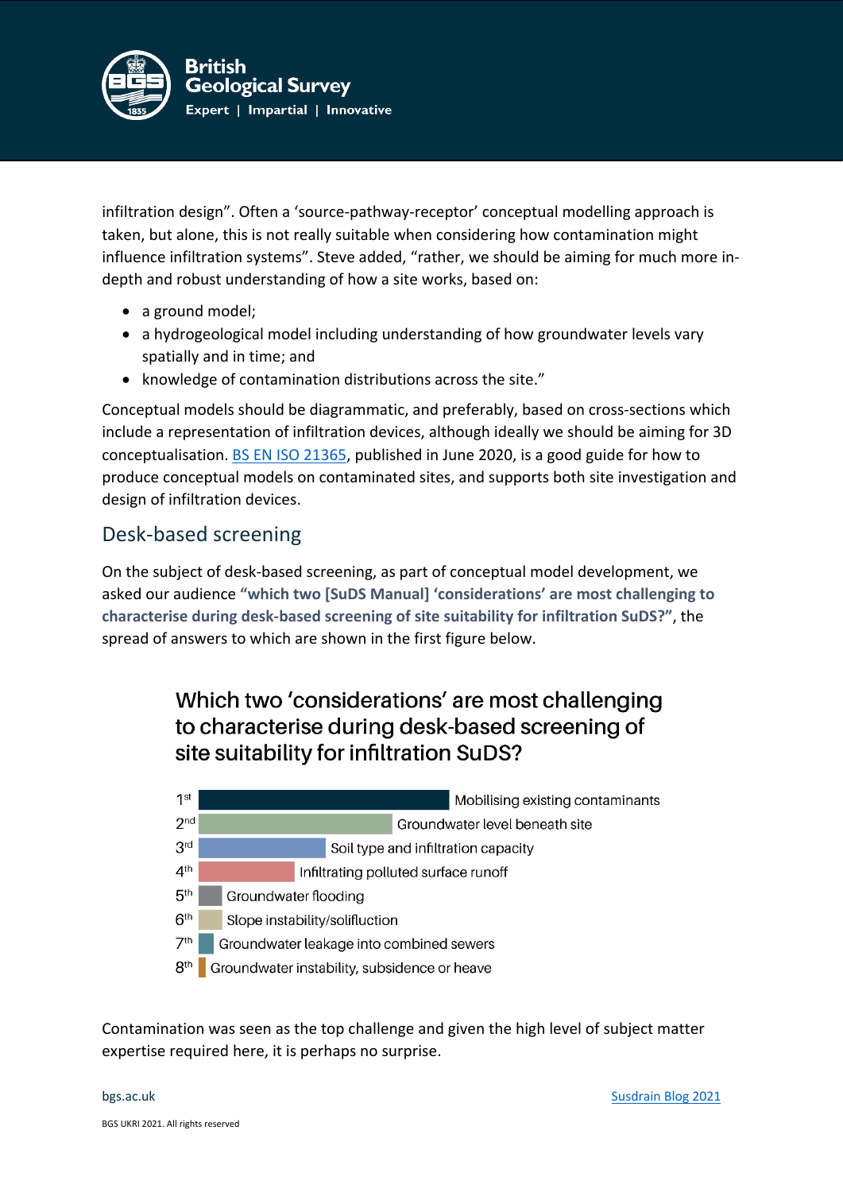infiltration design". Often a 'source-pathway-receptor' conceptual modelling approach is taken, but alone, this is not really suitable when considering how contamination might influence infiltration systems". Steve added, "rather, we should be aiming for much more in-depth and robust understanding of how a site works, based on:

- a ground model;
- a hydrogeological model including understanding of how groundwater levels vary spatially and in time; and
- knowledge of contamination distributions across the site."

Conceptual models should be diagrammatic, and preferably, based on cross-sections which include a representation of infiltration devices, although ideally we should be aiming for 3D conceptualisation. BS EN ISO 21365, published in June 2020, is a good guide for how to produce conceptual models on contaminated sites, and supports both site investigation and design of infiltration devices.

## Desk-based screening

On the subject of desk-based screening, as part of conceptual model development, we asked our audience **"which two [SuDS Manual] 'considerations' are most challenging to characterise during desk-based screening of site suitability for infiltration SuDS?"**, the spread of answers to which are shown in the first figure below.

### Which two 'considerations' are most challenging to characterise during desk-based screening of site suitability for infiltration SuDS?

| Rank | Consideration |
|---|---|
| 1st | Mobilising existing contaminants |
| 2nd | Groundwater level beneath site |
| 3rd | Soil type and infiltration capacity |
| 4th | Infiltrating polluted surface runoff |
| 5th | Groundwater flooding |
| 6th | Slope instability/solifluction |
| 7th | Groundwater leakage into combined sewers |
| 8th | Groundwater instability, subsidence or heave |

Contamination was seen as the top challenge and given the high level of subject matter expertise required here, it is perhaps no surprise.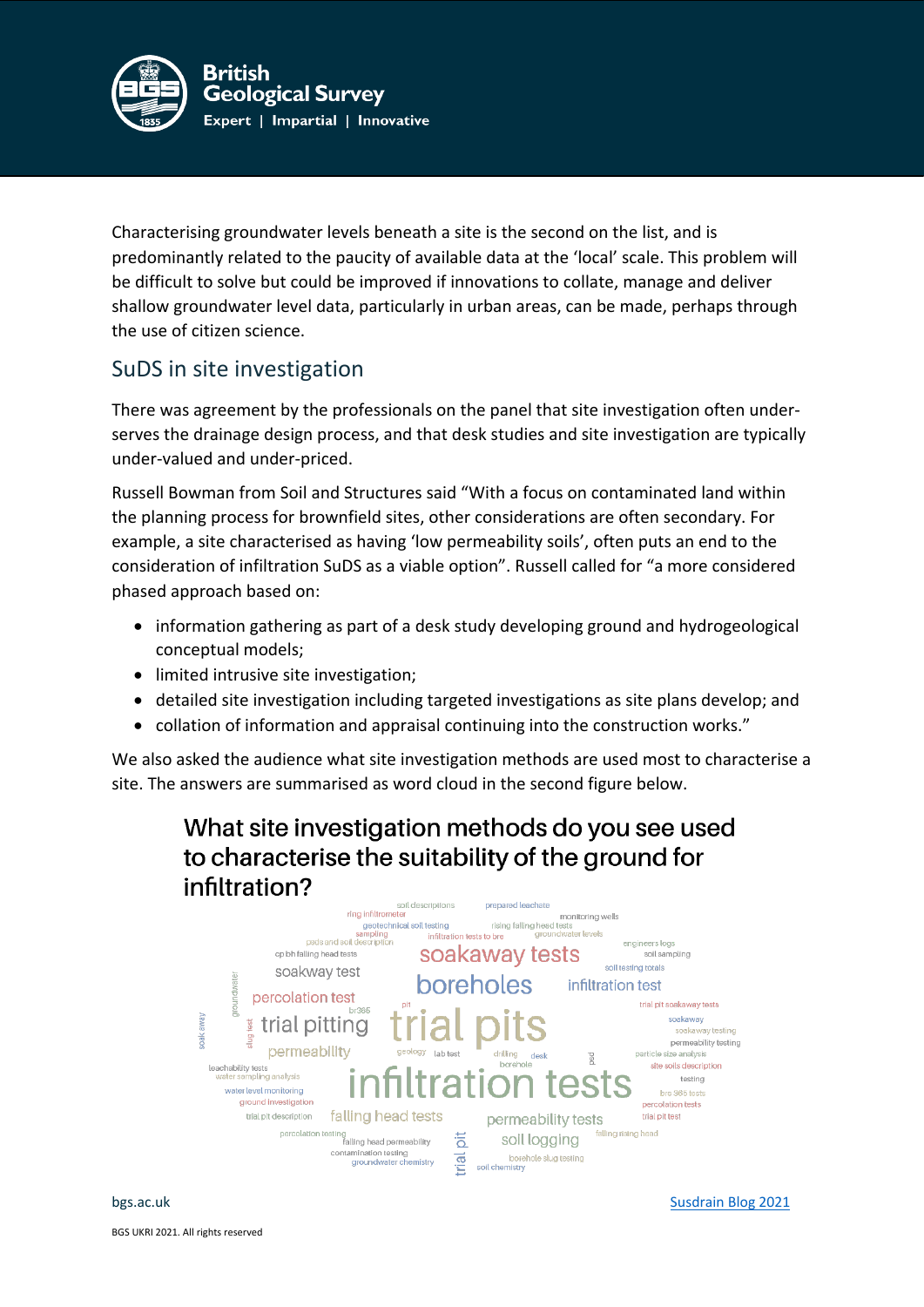Characterising groundwater levels beneath a site is the second on the list, and is predominantly related to the paucity of available data at the 'local' scale. This problem will be difficult to solve but could be improved if innovations to collate, manage and deliver shallow groundwater level data, particularly in urban areas, can be made, perhaps through the use of citizen science.

## SuDS in site investigation

There was agreement by the professionals on the panel that site investigation often under-serves the drainage design process, and that desk studies and site investigation are typically under-valued and under-priced.

Russell Bowman from Soil and Structures said "With a focus on contaminated land within the planning process for brownfield sites, other considerations are often secondary. For example, a site characterised as having 'low permeability soils', often puts an end to the consideration of infiltration SuDS as a viable option". Russell called for "a more considered phased approach based on:

- information gathering as part of a desk study developing ground and hydrogeological conceptual models;
- limited intrusive site investigation;
- detailed site investigation including targeted investigations as site plans develop; and
- collation of information and appraisal continuing into the construction works."

We also asked the audience what site investigation methods are used most to characterise a site. The answers are summarised as word cloud in the second figure below.

### What site investigation methods do you see used to characterise the suitability of the ground for infiltration?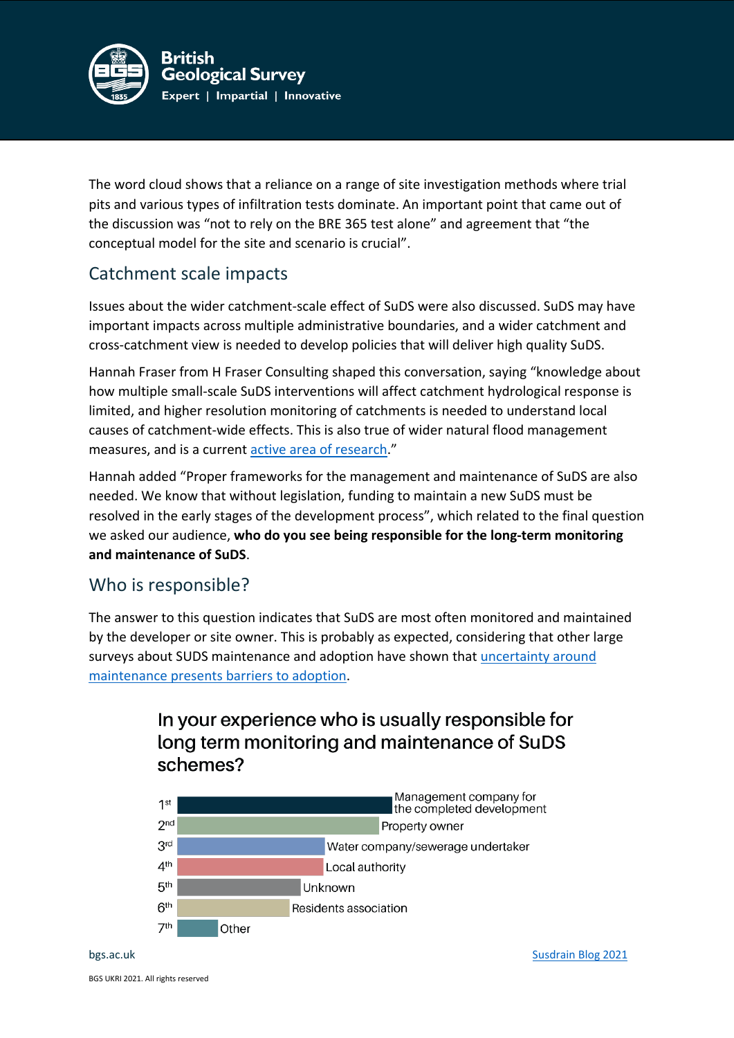The word cloud shows that a reliance on a range of site investigation methods where trial pits and various types of infiltration tests dominate. An important point that came out of the discussion was "not to rely on the BRE 365 test alone" and agreement that "the conceptual model for the site and scenario is crucial".

## Catchment scale impacts

Issues about the wider catchment-scale effect of SuDS were also discussed. SuDS may have important impacts across multiple administrative boundaries, and a wider catchment and cross-catchment view is needed to develop policies that will deliver high quality SuDS.

Hannah Fraser from H Fraser Consulting shaped this conversation, saying "knowledge about how multiple small-scale SuDS interventions will affect catchment hydrological response is limited, and higher resolution monitoring of catchments is needed to understand local causes of catchment-wide effects. This is also true of wider natural flood management measures, and is a current active area of research."

Hannah added "Proper frameworks for the management and maintenance of SuDS are also needed. We know that without legislation, funding to maintain a new SuDS must be resolved in the early stages of the development process", which related to the final question we asked our audience, **who do you see being responsible for the long-term monitoring and maintenance of SuDS**.

## Who is responsible?

The answer to this question indicates that SuDS are most often monitored and maintained by the developer or site owner. This is probably as expected, considering that other large surveys about SUDS maintenance and adoption have shown that uncertainty around maintenance presents barriers to adoption.

### In your experience who is usually responsible for long term monitoring and maintenance of SuDS schemes?

| Rank | Response |
| --- | --- |
| 1st | Management company for the completed development |
| 2nd | Property owner |
| 3rd | Water company/sewerage undertaker |
| 4th | Local authority |
| 5th | Unknown |
| 6th | Residents association |
| 7th | Other |

Susdrain Blog 2021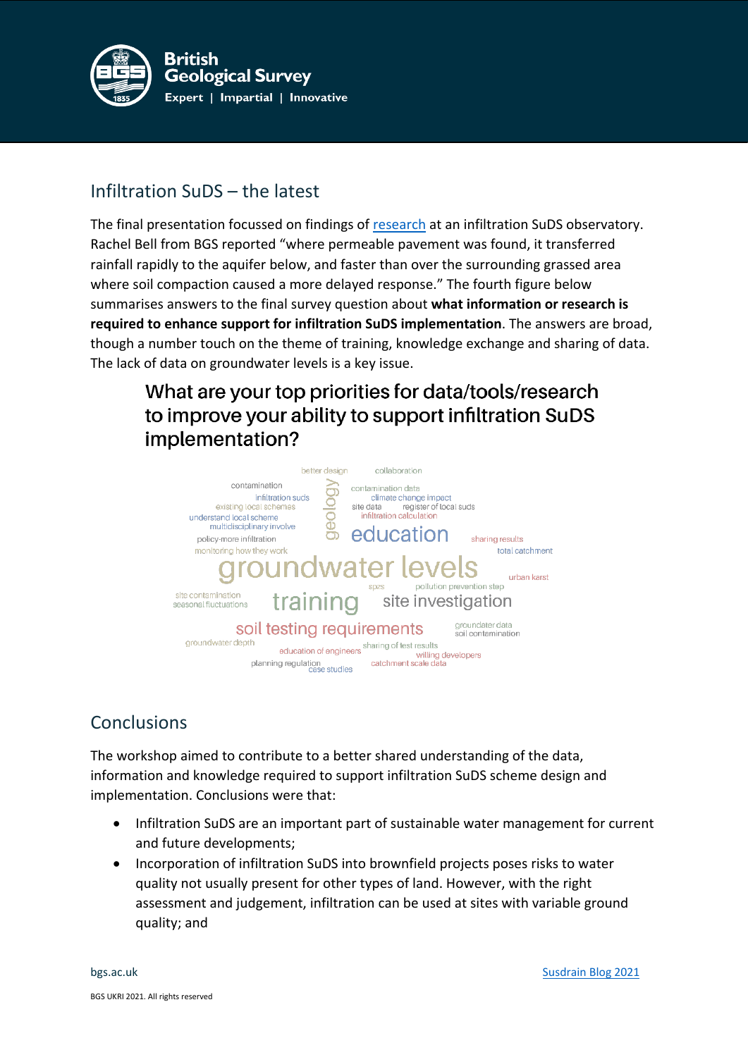## Infiltration SuDS – the latest

The final presentation focussed on findings of [research](research) at an infiltration SuDS observatory. Rachel Bell from BGS reported "where permeable pavement was found, it transferred rainfall rapidly to the aquifer below, and faster than over the surrounding grassed area where soil compaction caused a more delayed response." The fourth figure below summarises answers to the final survey question about **what information or research is required to enhance support for infiltration SuDS implementation**. The answers are broad, though a number touch on the theme of training, knowledge exchange and sharing of data. The lack of data on groundwater levels is a key issue.

**What are your top priorities for data/tools/research to improve your ability to support infiltration SuDS implementation?**

better design, collaboration, contamination, infiltration suds, existing local schemes, understand local scheme, multidisciplinary involve, geology, contamination data, climate change impact, site data, register of local suds, infiltration calculation, education, policy-more infiltration, monitoring how they work, sharing results, total catchment, groundwater levels, urban karst, spzs, pollution prevention step, site contamination, seasonal fluctuations, training, site investigation, soil testing requirements, groundwater data, soil contamination, groundwater depth, education of engineers, sharing of test results, willing developers, planning regulation, case studies, catchment scale data

## Conclusions

The workshop aimed to contribute to a better shared understanding of the data, information and knowledge required to support infiltration SuDS scheme design and implementation. Conclusions were that:

- Infiltration SuDS are an important part of sustainable water management for current and future developments;
- Incorporation of infiltration SuDS into brownfield projects poses risks to water quality not usually present for other types of land. However, with the right assessment and judgement, infiltration can be used at sites with variable ground quality; and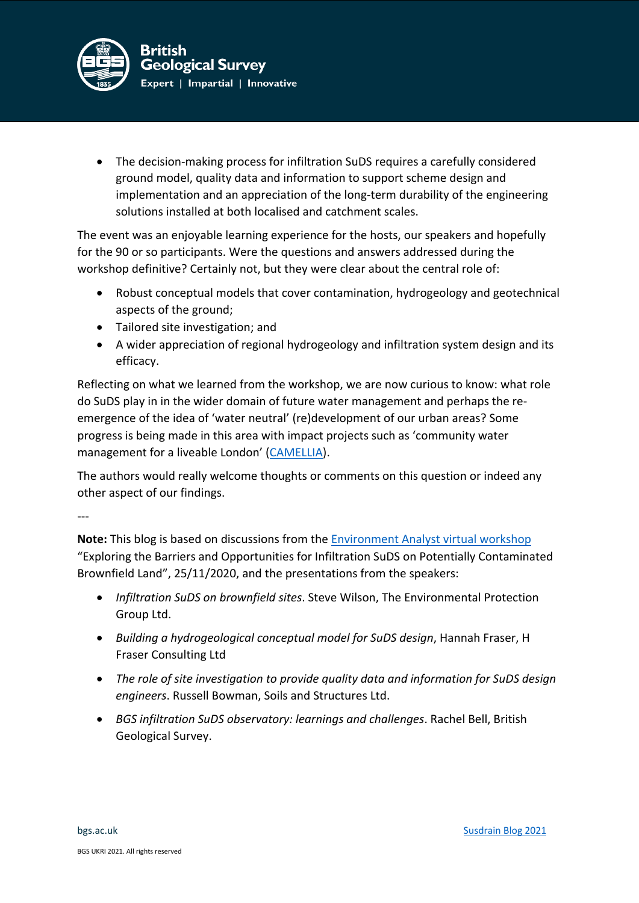- The decision-making process for infiltration SuDS requires a carefully considered ground model, quality data and information to support scheme design and implementation and an appreciation of the long-term durability of the engineering solutions installed at both localised and catchment scales.

The event was an enjoyable learning experience for the hosts, our speakers and hopefully for the 90 or so participants. Were the questions and answers addressed during the workshop definitive? Certainly not, but they were clear about the central role of:

- Robust conceptual models that cover contamination, hydrogeology and geotechnical aspects of the ground;
- Tailored site investigation; and
- A wider appreciation of regional hydrogeology and infiltration system design and its efficacy.

Reflecting on what we learned from the workshop, we are now curious to know: what role do SuDS play in in the wider domain of future water management and perhaps the re-emergence of the idea of 'water neutral' (re)development of our urban areas? Some progress is being made in this area with impact projects such as 'community water management for a liveable London' (CAMELLIA).

The authors would really welcome thoughts or comments on this question or indeed any other aspect of our findings.

---

**Note:** This blog is based on discussions from the Environment Analyst virtual workshop "Exploring the Barriers and Opportunities for Infiltration SuDS on Potentially Contaminated Brownfield Land", 25/11/2020, and the presentations from the speakers:

- *Infiltration SuDS on brownfield sites*. Steve Wilson, The Environmental Protection Group Ltd.
- *Building a hydrogeological conceptual model for SuDS design*, Hannah Fraser, H Fraser Consulting Ltd
- *The role of site investigation to provide quality data and information for SuDS design engineers*. Russell Bowman, Soils and Structures Ltd.
- *BGS infiltration SuDS observatory: learnings and challenges*. Rachel Bell, British Geological Survey.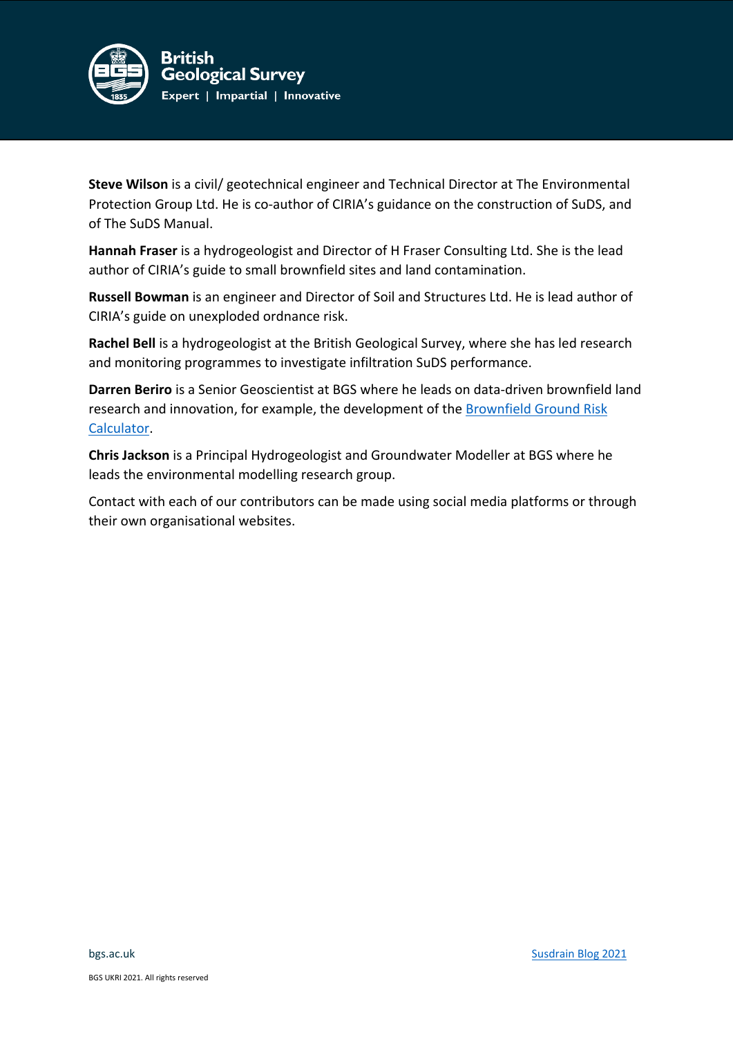**Steve Wilson** is a civil/ geotechnical engineer and Technical Director at The Environmental Protection Group Ltd. He is co-author of CIRIA's guidance on the construction of SuDS, and of The SuDS Manual.

**Hannah Fraser** is a hydrogeologist and Director of H Fraser Consulting Ltd. She is the lead author of CIRIA's guide to small brownfield sites and land contamination.

**Russell Bowman** is an engineer and Director of Soil and Structures Ltd. He is lead author of CIRIA's guide on unexploded ordnance risk.

**Rachel Bell** is a hydrogeologist at the British Geological Survey, where she has led research and monitoring programmes to investigate infiltration SuDS performance.

**Darren Beriro** is a Senior Geoscientist at BGS where he leads on data-driven brownfield land research and innovation, for example, the development of the Brownfield Ground Risk Calculator.

**Chris Jackson** is a Principal Hydrogeologist and Groundwater Modeller at BGS where he leads the environmental modelling research group.

Contact with each of our contributors can be made using social media platforms or through their own organisational websites.